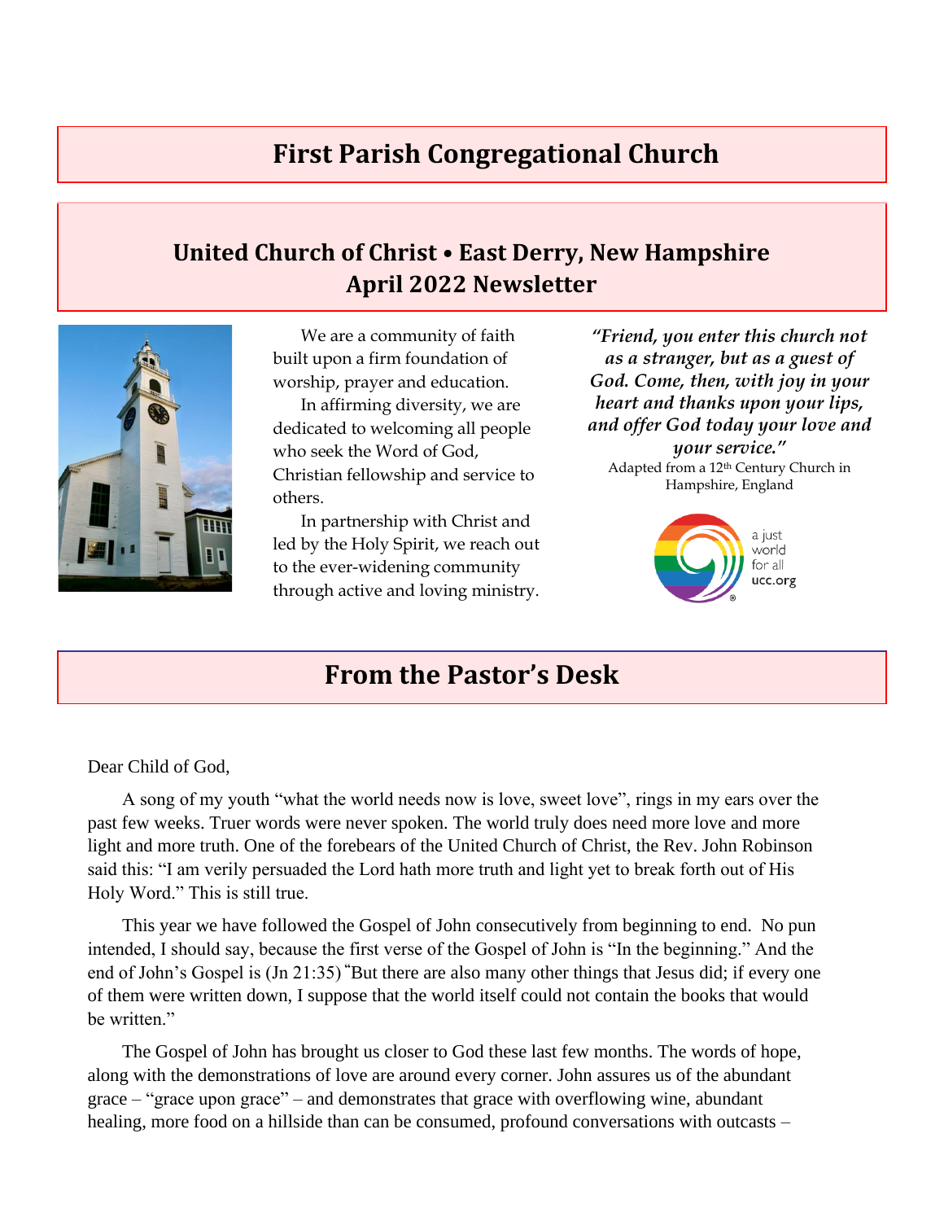# First Parish Congregational Church

## United Church of Christ • East Derry, New Hampshire
## April 2022 Newsletter

We are a community of faith built upon a firm foundation of worship, prayer and education.

In affirming diversity, we are dedicated to welcoming all people who seek the Word of God, Christian fellowship and service to others.

In partnership with Christ and led by the Holy Spirit, we reach out to the ever-widening community through active and loving ministry.

***"Friend, you enter this church not as a stranger, but as a guest of God. Come, then, with joy in your heart and thanks upon your lips, and offer God today your love and your service."***

Adapted from a 12th Century Church in Hampshire, England

a just world for all
ucc.org

## From the Pastor's Desk

Dear Child of God,

A song of my youth "what the world needs now is love, sweet love", rings in my ears over the past few weeks. Truer words were never spoken. The world truly does need more love and more light and more truth. One of the forebears of the United Church of Christ, the Rev. John Robinson said this: "I am verily persuaded the Lord hath more truth and light yet to break forth out of His Holy Word." This is still true.

This year we have followed the Gospel of John consecutively from beginning to end. No pun intended, I should say, because the first verse of the Gospel of John is "In the beginning." And the end of John's Gospel is (Jn 21:35) "But there are also many other things that Jesus did; if every one of them were written down, I suppose that the world itself could not contain the books that would be written."

The Gospel of John has brought us closer to God these last few months. The words of hope, along with the demonstrations of love are around every corner. John assures us of the abundant grace – "grace upon grace" – and demonstrates that grace with overflowing wine, abundant healing, more food on a hillside than can be consumed, profound conversations with outcasts –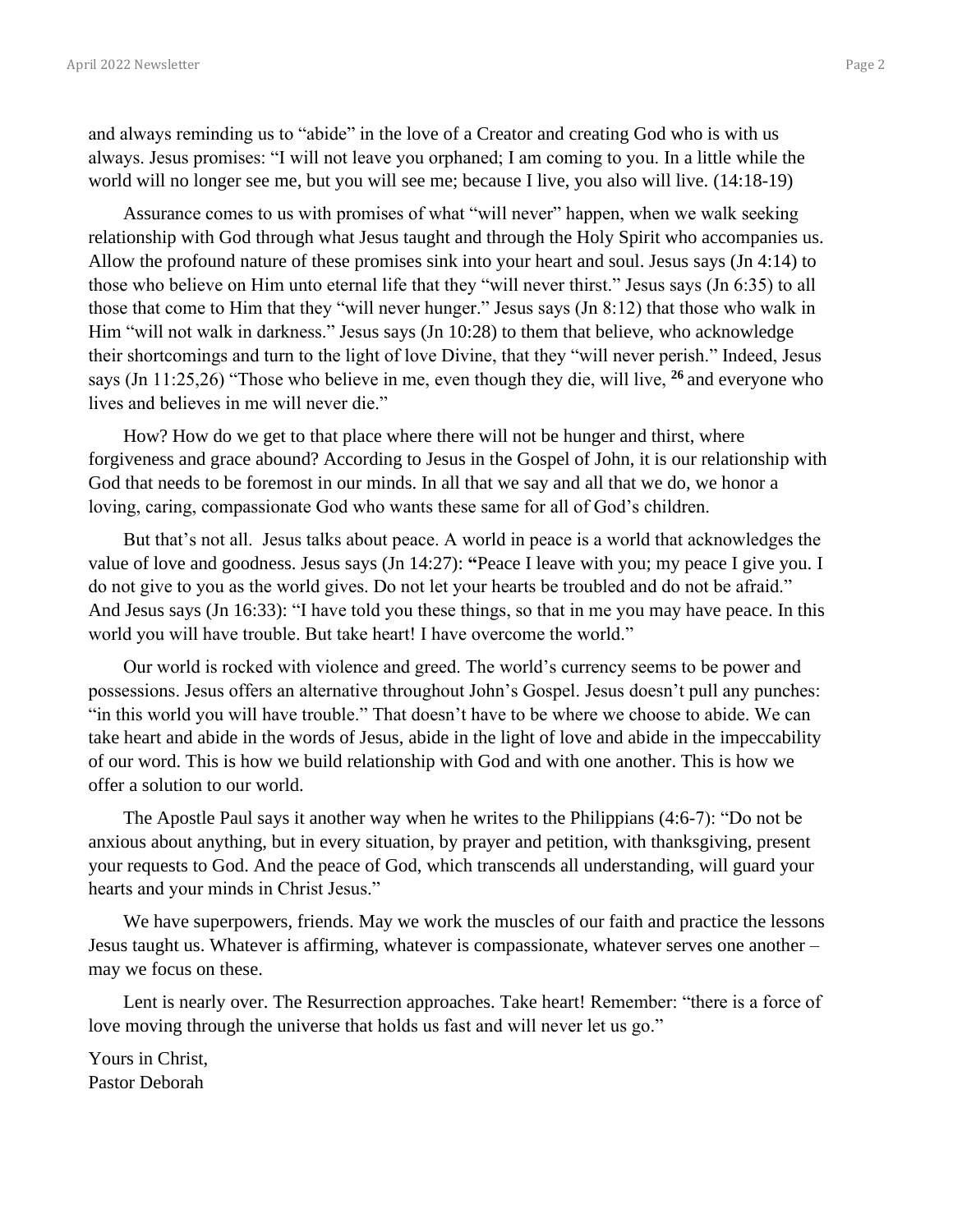and always reminding us to "abide" in the love of a Creator and creating God who is with us always. Jesus promises: "I will not leave you orphaned; I am coming to you. In a little while the world will no longer see me, but you will see me; because I live, you also will live. (14:18-19)

Assurance comes to us with promises of what "will never" happen, when we walk seeking relationship with God through what Jesus taught and through the Holy Spirit who accompanies us. Allow the profound nature of these promises sink into your heart and soul. Jesus says (Jn 4:14) to those who believe on Him unto eternal life that they "will never thirst." Jesus says (Jn 6:35) to all those that come to Him that they "will never hunger." Jesus says (Jn 8:12) that those who walk in Him "will not walk in darkness." Jesus says (Jn 10:28) to them that believe, who acknowledge their shortcomings and turn to the light of love Divine, that they "will never perish." Indeed, Jesus says (Jn 11:25,26) "Those who believe in me, even though they die, will live, **26** and everyone who lives and believes in me will never die."

How? How do we get to that place where there will not be hunger and thirst, where forgiveness and grace abound? According to Jesus in the Gospel of John, it is our relationship with God that needs to be foremost in our minds. In all that we say and all that we do, we honor a loving, caring, compassionate God who wants these same for all of God's children.

But that's not all. Jesus talks about peace. A world in peace is a world that acknowledges the value of love and goodness. Jesus says (Jn 14:27): **"**Peace I leave with you; my peace I give you. I do not give to you as the world gives. Do not let your hearts be troubled and do not be afraid." And Jesus says (Jn 16:33): "I have told you these things, so that in me you may have peace. In this world you will have trouble. But take heart! I have overcome the world."

Our world is rocked with violence and greed. The world's currency seems to be power and possessions. Jesus offers an alternative throughout John's Gospel. Jesus doesn't pull any punches: "in this world you will have trouble." That doesn't have to be where we choose to abide. We can take heart and abide in the words of Jesus, abide in the light of love and abide in the impeccability of our word. This is how we build relationship with God and with one another. This is how we offer a solution to our world.

The Apostle Paul says it another way when he writes to the Philippians (4:6-7): "Do not be anxious about anything, but in every situation, by prayer and petition, with thanksgiving, present your requests to God. And the peace of God, which transcends all understanding, will guard your hearts and your minds in Christ Jesus."

We have superpowers, friends. May we work the muscles of our faith and practice the lessons Jesus taught us. Whatever is affirming, whatever is compassionate, whatever serves one another – may we focus on these.

Lent is nearly over. The Resurrection approaches. Take heart! Remember: "there is a force of love moving through the universe that holds us fast and will never let us go."

Yours in Christ,
Pastor Deborah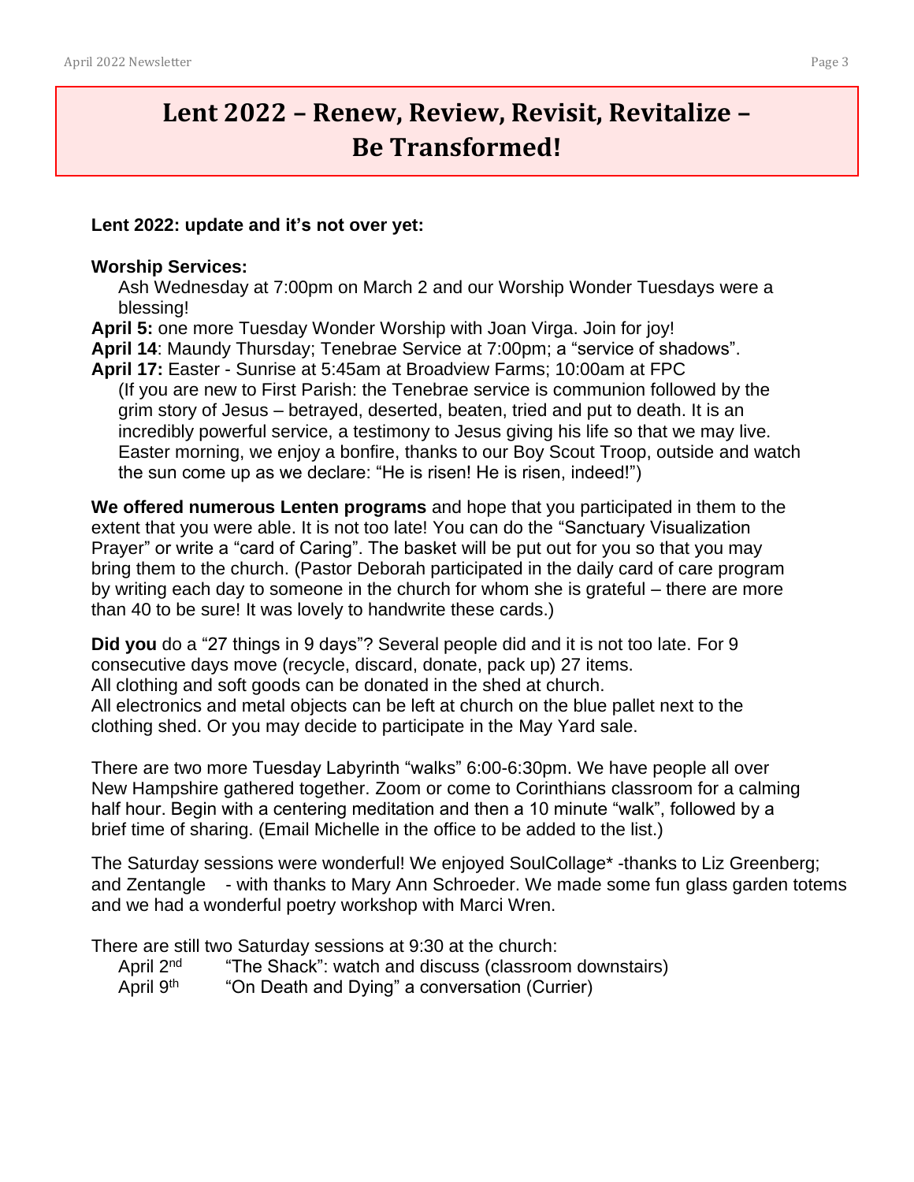# Lent 2022 – Renew, Review, Revisit, Revitalize – Be Transformed!

**Lent 2022: update and it's not over yet:**

**Worship Services:**

Ash Wednesday at 7:00pm on March 2 and our Worship Wonder Tuesdays were a blessing!

**April 5:** one more Tuesday Wonder Worship with Joan Virga. Join for joy!

**April 14**: Maundy Thursday; Tenebrae Service at 7:00pm; a "service of shadows".

**April 17:** Easter - Sunrise at 5:45am at Broadview Farms; 10:00am at FPC

(If you are new to First Parish: the Tenebrae service is communion followed by the grim story of Jesus – betrayed, deserted, beaten, tried and put to death. It is an incredibly powerful service, a testimony to Jesus giving his life so that we may live. Easter morning, we enjoy a bonfire, thanks to our Boy Scout Troop, outside and watch the sun come up as we declare: "He is risen! He is risen, indeed!")

**We offered numerous Lenten programs** and hope that you participated in them to the extent that you were able. It is not too late! You can do the "Sanctuary Visualization Prayer" or write a "card of Caring". The basket will be put out for you so that you may bring them to the church. (Pastor Deborah participated in the daily card of care program by writing each day to someone in the church for whom she is grateful – there are more than 40 to be sure! It was lovely to handwrite these cards.)

**Did you** do a "27 things in 9 days"? Several people did and it is not too late. For 9 consecutive days move (recycle, discard, donate, pack up) 27 items.
All clothing and soft goods can be donated in the shed at church.
All electronics and metal objects can be left at church on the blue pallet next to the clothing shed. Or you may decide to participate in the May Yard sale.

There are two more Tuesday Labyrinth "walks" 6:00-6:30pm. We have people all over New Hampshire gathered together. Zoom or come to Corinthians classroom for a calming half hour. Begin with a centering meditation and then a 10 minute "walk", followed by a brief time of sharing. (Email Michelle in the office to be added to the list.)

The Saturday sessions were wonderful! We enjoyed SoulCollage* -thanks to Liz Greenberg; and Zentangle - with thanks to Mary Ann Schroeder. We made some fun glass garden totems and we had a wonderful poetry workshop with Marci Wren.

There are still two Saturday sessions at 9:30 at the church:

April 2nd "The Shack": watch and discuss (classroom downstairs)
April 9th "On Death and Dying" a conversation (Currier)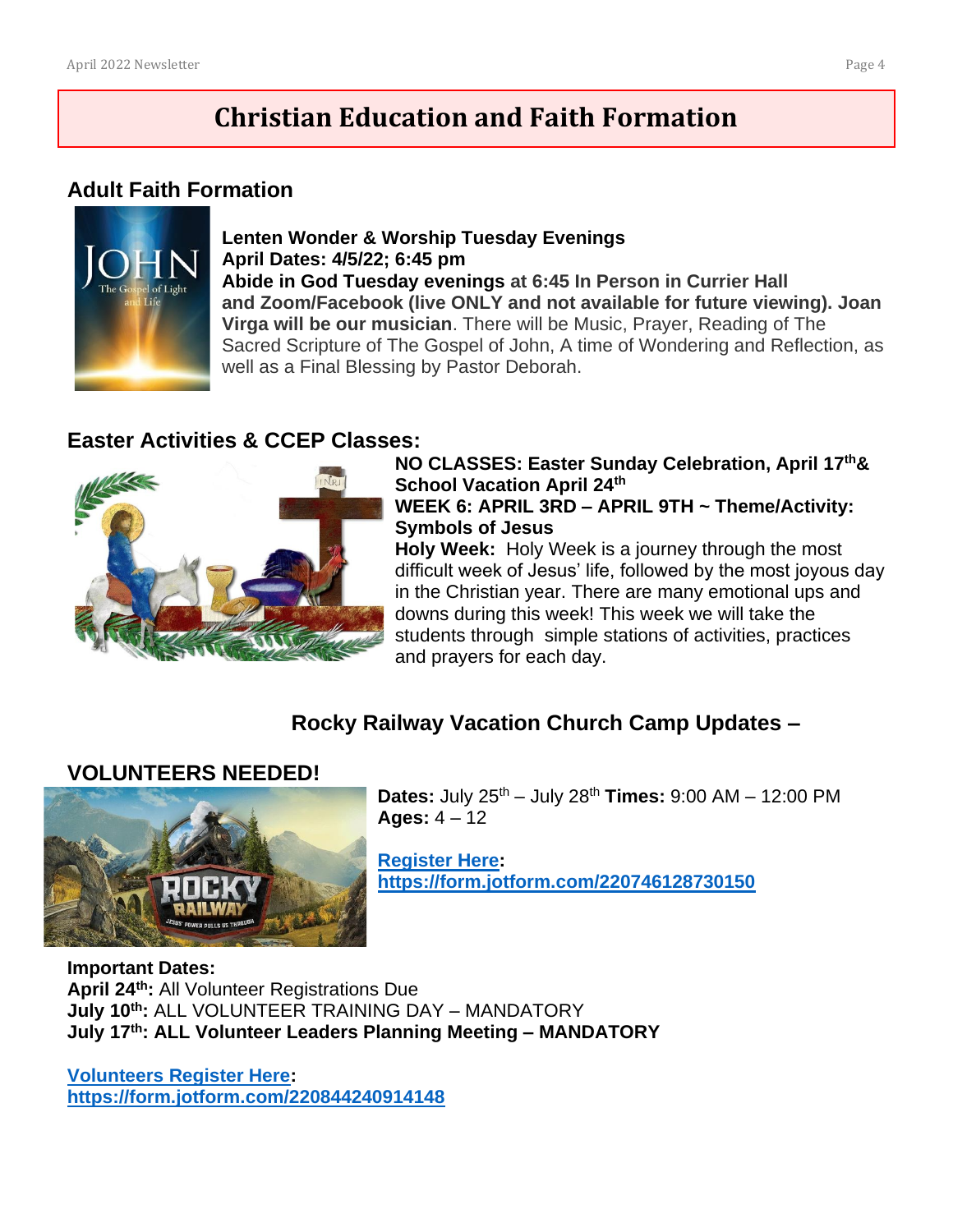# Christian Education and Faith Formation

## Adult Faith Formation

**Lenten Wonder & Worship Tuesday Evenings**
**April Dates: 4/5/22; 6:45 pm**
**Abide in God Tuesday evenings at 6:45 In Person in Currier Hall and Zoom/Facebook (live ONLY and not available for future viewing). Joan Virga will be our musician**. There will be Music, Prayer, Reading of The Sacred Scripture of The Gospel of John, A time of Wondering and Reflection, as well as a Final Blessing by Pastor Deborah.

## Easter Activities & CCEP Classes:

**NO CLASSES: Easter Sunday Celebration, April 17th & School Vacation April 24th**
**WEEK 6: APRIL 3RD – APRIL 9TH ~ Theme/Activity: Symbols of Jesus**
**Holy Week:** Holy Week is a journey through the most difficult week of Jesus' life, followed by the most joyous day in the Christian year. There are many emotional ups and downs during this week! This week we will take the students through simple stations of activities, practices and prayers for each day.

## Rocky Railway Vacation Church Camp Updates –

## VOLUNTEERS NEEDED!

**Dates:** July 25th – July 28th **Times:** 9:00 AM – 12:00 PM
**Ages:** 4 – 12

**Register Here:**
**https://form.jotform.com/220746128730150**

**Important Dates:**
**April 24th:** All Volunteer Registrations Due
**July 10th:** ALL VOLUNTEER TRAINING DAY – MANDATORY
**July 17th: ALL Volunteer Leaders Planning Meeting – MANDATORY**

**Volunteers Register Here:**
**https://form.jotform.com/220844240914148**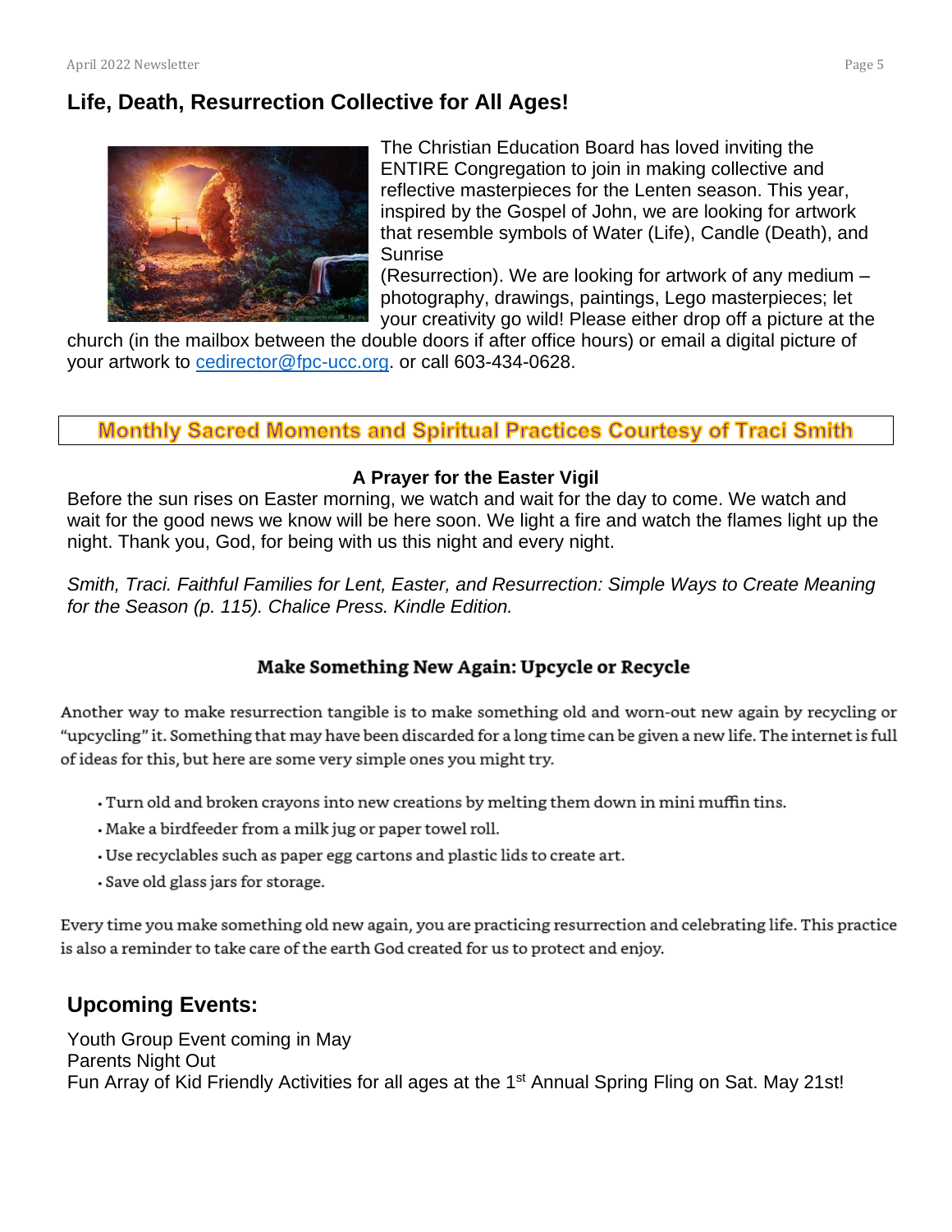## Life, Death, Resurrection Collective for All Ages!

The Christian Education Board has loved inviting the ENTIRE Congregation to join in making collective and reflective masterpieces for the Lenten season. This year, inspired by the Gospel of John, we are looking for artwork that resemble symbols of Water (Life), Candle (Death), and Sunrise (Resurrection). We are looking for artwork of any medium – photography, drawings, paintings, Lego masterpieces; let your creativity go wild! Please either drop off a picture at the church (in the mailbox between the double doors if after office hours) or email a digital picture of your artwork to cedirector@fpc-ucc.org. or call 603-434-0628.

## Monthly Sacred Moments and Spiritual Practices Courtesy of Traci Smith

### A Prayer for the Easter Vigil

Before the sun rises on Easter morning, we watch and wait for the day to come. We watch and wait for the good news we know will be here soon. We light a fire and watch the flames light up the night. Thank you, God, for being with us this night and every night.

*Smith, Traci. Faithful Families for Lent, Easter, and Resurrection: Simple Ways to Create Meaning for the Season (p. 115). Chalice Press. Kindle Edition.*

### Make Something New Again: Upcycle or Recycle

Another way to make resurrection tangible is to make something old and worn-out new again by recycling or "upcycling" it. Something that may have been discarded for a long time can be given a new life. The internet is full of ideas for this, but here are some very simple ones you might try.

- Turn old and broken crayons into new creations by melting them down in mini muffin tins.
- Make a birdfeeder from a milk jug or paper towel roll.
- Use recyclables such as paper egg cartons and plastic lids to create art.
- Save old glass jars for storage.

Every time you make something old new again, you are practicing resurrection and celebrating life. This practice is also a reminder to take care of the earth God created for us to protect and enjoy.

## Upcoming Events:

Youth Group Event coming in May
Parents Night Out
Fun Array of Kid Friendly Activities for all ages at the 1st Annual Spring Fling on Sat. May 21st!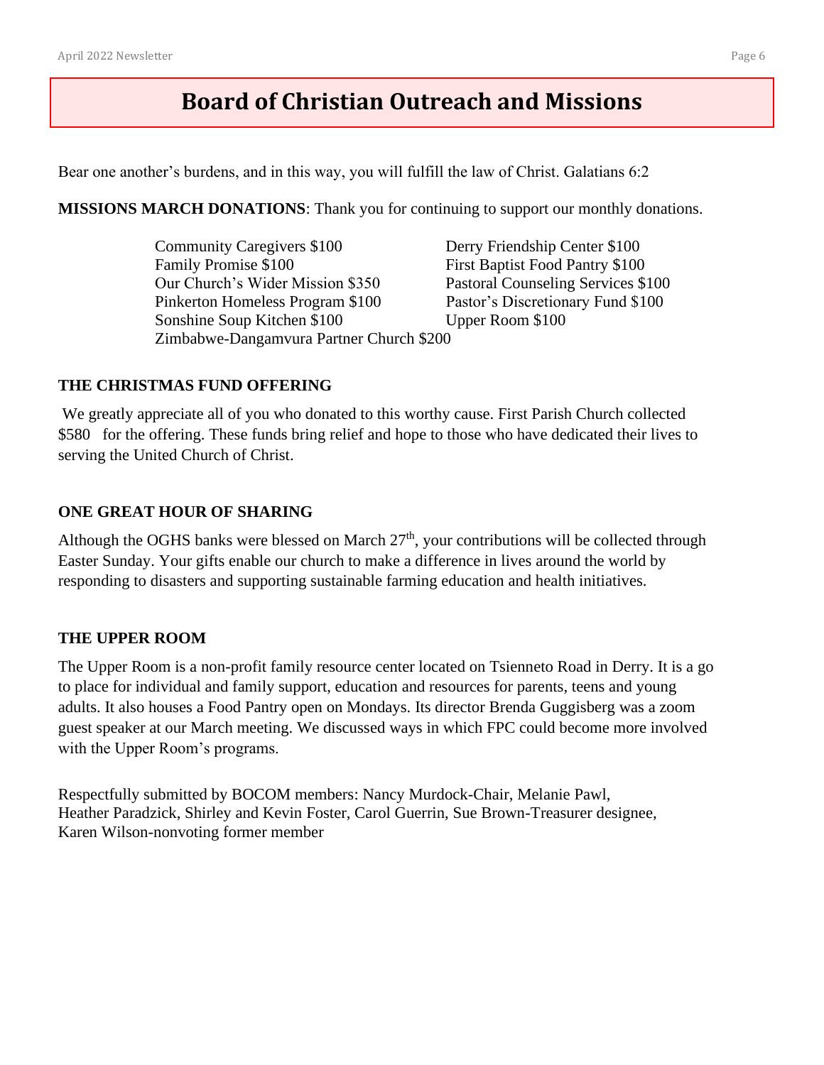# Board of Christian Outreach and Missions

Bear one another's burdens, and in this way, you will fulfill the law of Christ. Galatians 6:2

**MISSIONS MARCH DONATIONS**: Thank you for continuing to support our monthly donations.

- Community Caregivers $100
- Derry Friendship Center $100
- Family Promise $100
- First Baptist Food Pantry $100
- Our Church's Wider Mission $350
- Pastoral Counseling Services $100
- Pinkerton Homeless Program $100
- Pastor's Discretionary Fund $100
- Sonshine Soup Kitchen $100
- Upper Room $100
- Zimbabwe-Dangamvura Partner Church $200

**THE CHRISTMAS FUND OFFERING**

We greatly appreciate all of you who donated to this worthy cause. First Parish Church collected $580 for the offering. These funds bring relief and hope to those who have dedicated their lives to serving the United Church of Christ.

**ONE GREAT HOUR OF SHARING**

Although the OGHS banks were blessed on March 27th, your contributions will be collected through Easter Sunday. Your gifts enable our church to make a difference in lives around the world by responding to disasters and supporting sustainable farming education and health initiatives.

**THE UPPER ROOM**

The Upper Room is a non-profit family resource center located on Tsienneto Road in Derry. It is a go to place for individual and family support, education and resources for parents, teens and young adults. It also houses a Food Pantry open on Mondays. Its director Brenda Guggisberg was a zoom guest speaker at our March meeting. We discussed ways in which FPC could become more involved with the Upper Room's programs.

Respectfully submitted by BOCOM members: Nancy Murdock-Chair, Melanie Pawl, Heather Paradzick, Shirley and Kevin Foster, Carol Guerrin, Sue Brown-Treasurer designee, Karen Wilson-nonvoting former member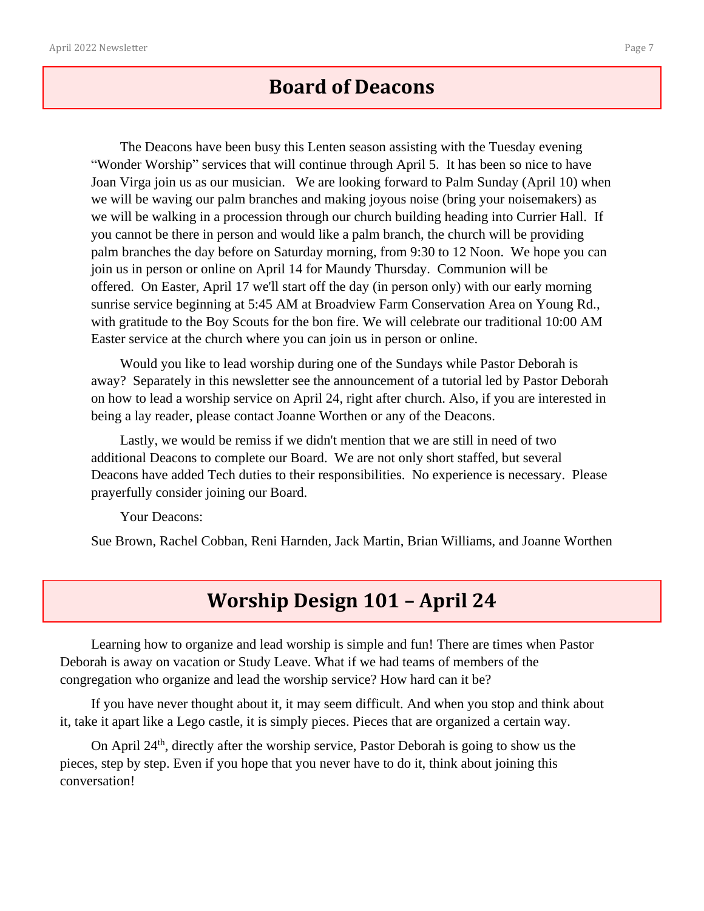## Board of Deacons

The Deacons have been busy this Lenten season assisting with the Tuesday evening "Wonder Worship" services that will continue through April 5. It has been so nice to have Joan Virga join us as our musician. We are looking forward to Palm Sunday (April 10) when we will be waving our palm branches and making joyous noise (bring your noisemakers) as we will be walking in a procession through our church building heading into Currier Hall. If you cannot be there in person and would like a palm branch, the church will be providing palm branches the day before on Saturday morning, from 9:30 to 12 Noon. We hope you can join us in person or online on April 14 for Maundy Thursday. Communion will be offered. On Easter, April 17 we'll start off the day (in person only) with our early morning sunrise service beginning at 5:45 AM at Broadview Farm Conservation Area on Young Rd., with gratitude to the Boy Scouts for the bon fire. We will celebrate our traditional 10:00 AM Easter service at the church where you can join us in person or online.

Would you like to lead worship during one of the Sundays while Pastor Deborah is away? Separately in this newsletter see the announcement of a tutorial led by Pastor Deborah on how to lead a worship service on April 24, right after church. Also, if you are interested in being a lay reader, please contact Joanne Worthen or any of the Deacons.

Lastly, we would be remiss if we didn't mention that we are still in need of two additional Deacons to complete our Board. We are not only short staffed, but several Deacons have added Tech duties to their responsibilities. No experience is necessary. Please prayerfully consider joining our Board.

Your Deacons:

Sue Brown, Rachel Cobban, Reni Harnden, Jack Martin, Brian Williams, and Joanne Worthen

## Worship Design 101 – April 24

Learning how to organize and lead worship is simple and fun! There are times when Pastor Deborah is away on vacation or Study Leave. What if we had teams of members of the congregation who organize and lead the worship service? How hard can it be?

If you have never thought about it, it may seem difficult. And when you stop and think about it, take it apart like a Lego castle, it is simply pieces. Pieces that are organized a certain way.

On April 24th, directly after the worship service, Pastor Deborah is going to show us the pieces, step by step. Even if you hope that you never have to do it, think about joining this conversation!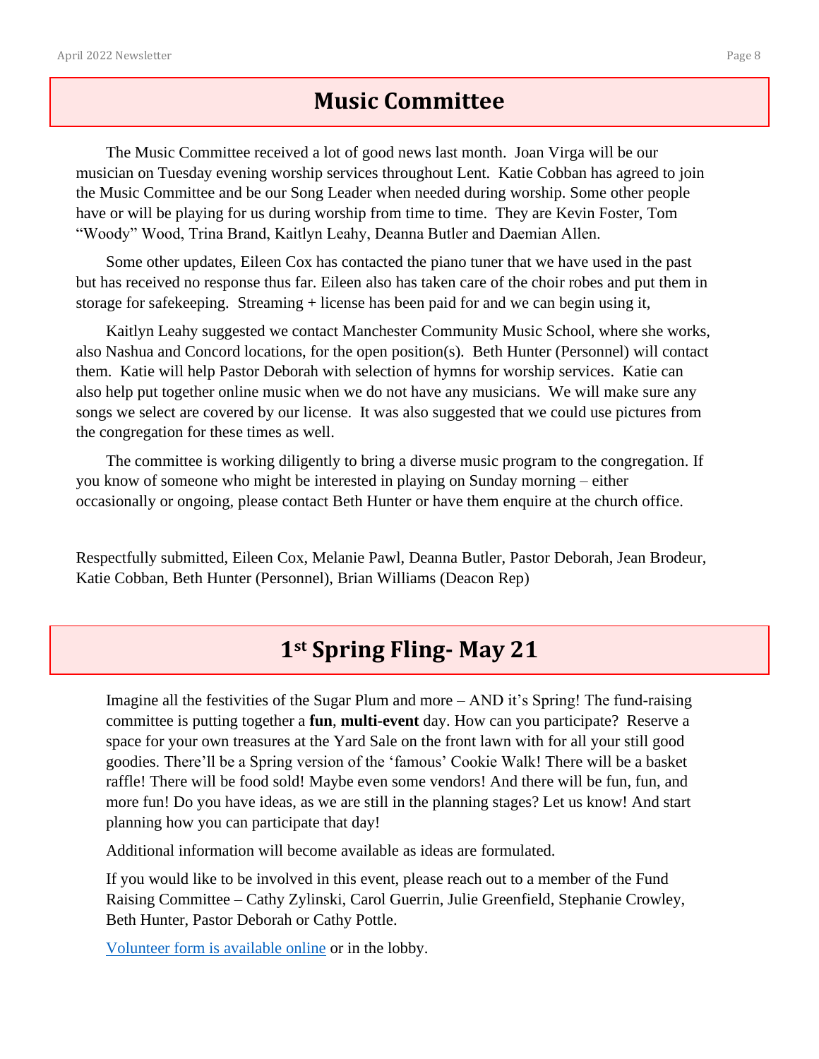## Music Committee

The Music Committee received a lot of good news last month. Joan Virga will be our musician on Tuesday evening worship services throughout Lent. Katie Cobban has agreed to join the Music Committee and be our Song Leader when needed during worship. Some other people have or will be playing for us during worship from time to time. They are Kevin Foster, Tom "Woody" Wood, Trina Brand, Kaitlyn Leahy, Deanna Butler and Daemian Allen.

Some other updates, Eileen Cox has contacted the piano tuner that we have used in the past but has received no response thus far. Eileen also has taken care of the choir robes and put them in storage for safekeeping. Streaming + license has been paid for and we can begin using it,

Kaitlyn Leahy suggested we contact Manchester Community Music School, where she works, also Nashua and Concord locations, for the open position(s). Beth Hunter (Personnel) will contact them. Katie will help Pastor Deborah with selection of hymns for worship services. Katie can also help put together online music when we do not have any musicians. We will make sure any songs we select are covered by our license. It was also suggested that we could use pictures from the congregation for these times as well.

The committee is working diligently to bring a diverse music program to the congregation. If you know of someone who might be interested in playing on Sunday morning – either occasionally or ongoing, please contact Beth Hunter or have them enquire at the church office.

Respectfully submitted, Eileen Cox, Melanie Pawl, Deanna Butler, Pastor Deborah, Jean Brodeur, Katie Cobban, Beth Hunter (Personnel), Brian Williams (Deacon Rep)

## 1st Spring Fling- May 21

Imagine all the festivities of the Sugar Plum and more – AND it's Spring! The fund-raising committee is putting together a **fun**, **multi-event** day. How can you participate? Reserve a space for your own treasures at the Yard Sale on the front lawn with for all your still good goodies. There'll be a Spring version of the 'famous' Cookie Walk! There will be a basket raffle! There will be food sold! Maybe even some vendors! And there will be fun, fun, and more fun! Do you have ideas, as we are still in the planning stages? Let us know! And start planning how you can participate that day!

Additional information will become available as ideas are formulated.

If you would like to be involved in this event, please reach out to a member of the Fund Raising Committee – Cathy Zylinski, Carol Guerrin, Julie Greenfield, Stephanie Crowley, Beth Hunter, Pastor Deborah or Cathy Pottle.

Volunteer form is available online or in the lobby.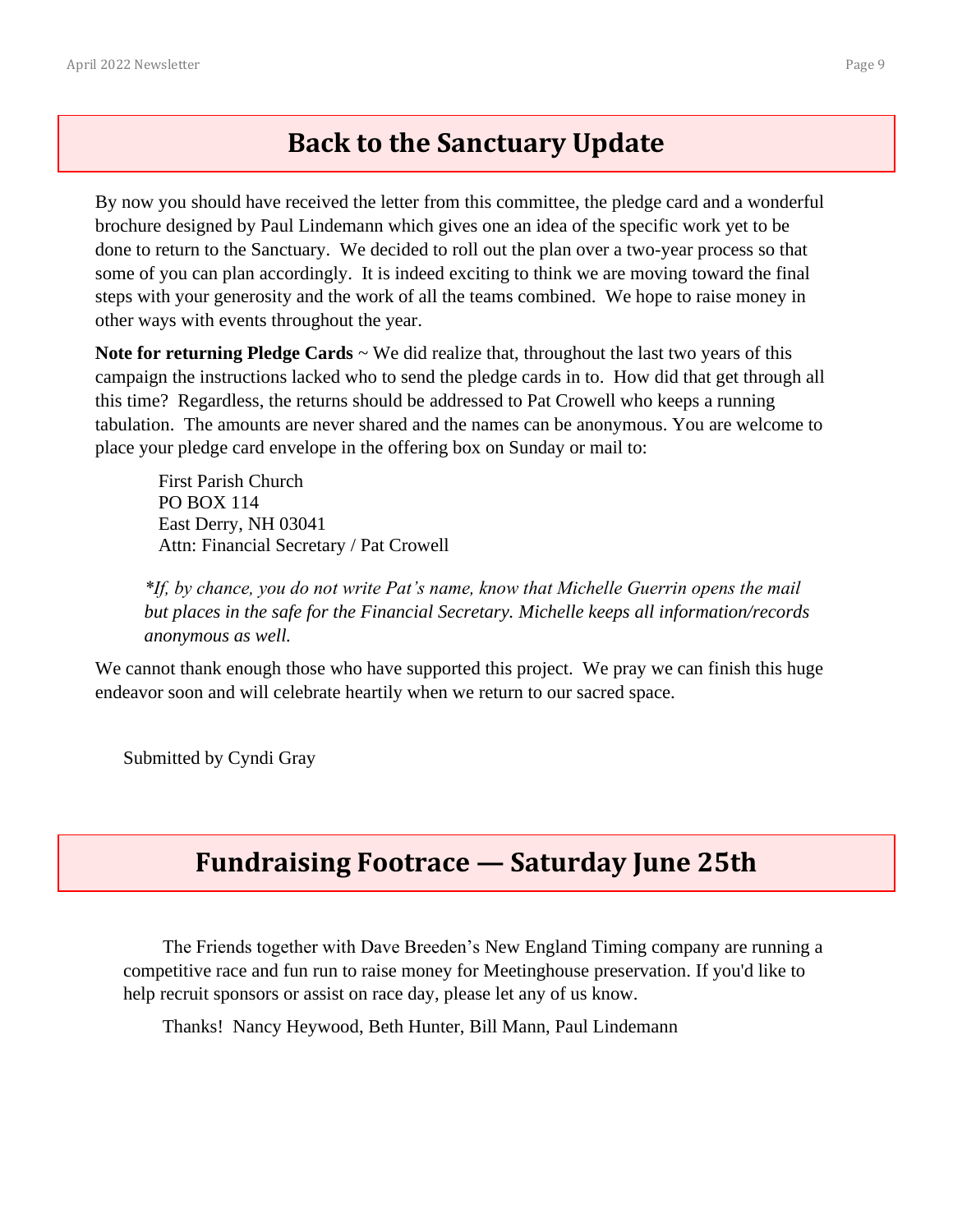## Back to the Sanctuary Update

By now you should have received the letter from this committee, the pledge card and a wonderful brochure designed by Paul Lindemann which gives one an idea of the specific work yet to be done to return to the Sanctuary. We decided to roll out the plan over a two-year process so that some of you can plan accordingly. It is indeed exciting to think we are moving toward the final steps with your generosity and the work of all the teams combined. We hope to raise money in other ways with events throughout the year.

**Note for returning Pledge Cards** ~ We did realize that, throughout the last two years of this campaign the instructions lacked who to send the pledge cards in to. How did that get through all this time? Regardless, the returns should be addressed to Pat Crowell who keeps a running tabulation. The amounts are never shared and the names can be anonymous. You are welcome to place your pledge card envelope in the offering box on Sunday or mail to:

First Parish Church
PO BOX 114
East Derry, NH 03041
Attn: Financial Secretary / Pat Crowell

*\*If, by chance, you do not write Pat's name, know that Michelle Guerrin opens the mail but places in the safe for the Financial Secretary. Michelle keeps all information/records anonymous as well.*

We cannot thank enough those who have supported this project. We pray we can finish this huge endeavor soon and will celebrate heartily when we return to our sacred space.

Submitted by Cyndi Gray

## Fundraising Footrace — Saturday June 25th

The Friends together with Dave Breeden's New England Timing company are running a competitive race and fun run to raise money for Meetinghouse preservation. If you'd like to help recruit sponsors or assist on race day, please let any of us know.

Thanks! Nancy Heywood, Beth Hunter, Bill Mann, Paul Lindemann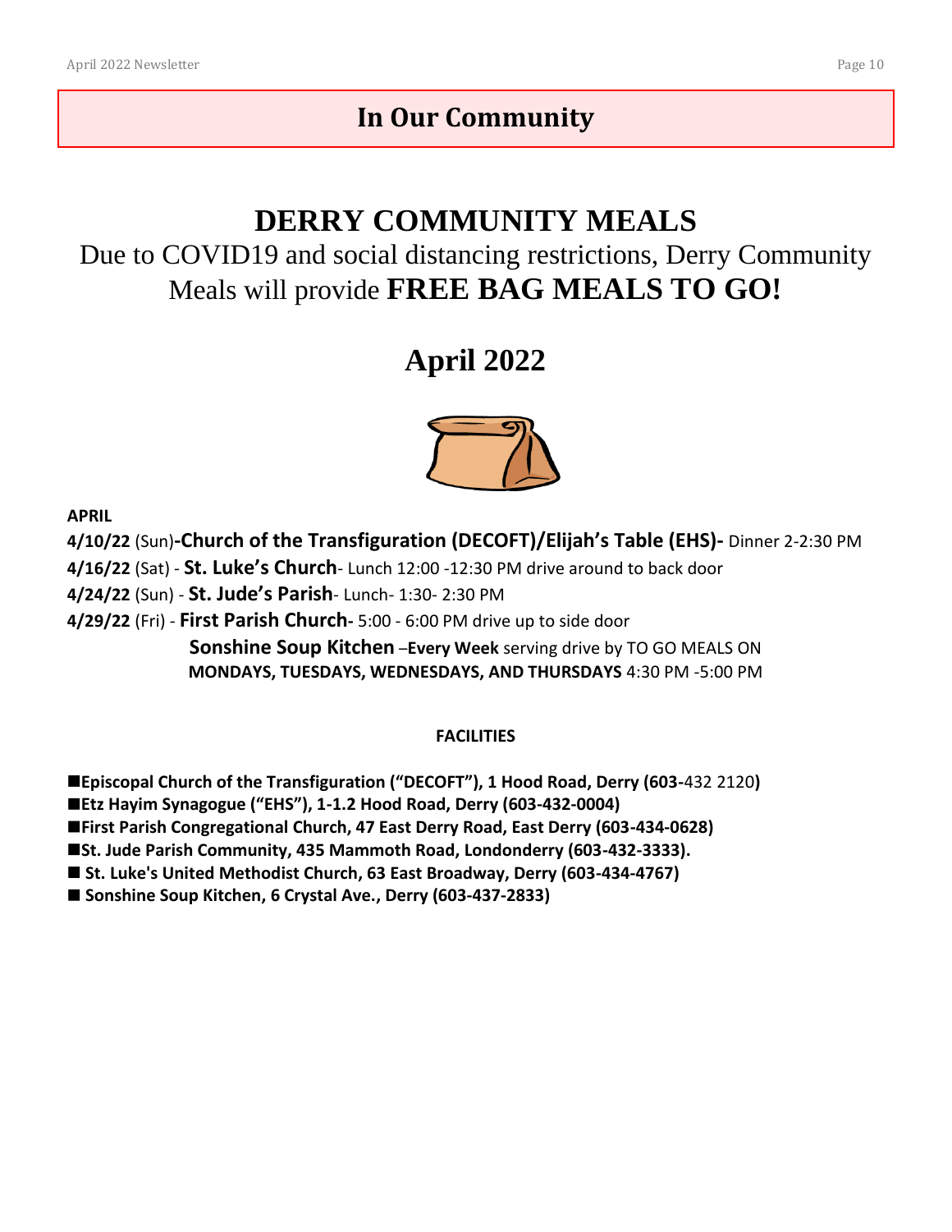# In Our Community

## DERRY COMMUNITY MEALS

Due to COVID19 and social distancing restrictions, Derry Community Meals will provide **FREE BAG MEALS TO GO!**

## April 2022

**APRIL**

**4/10/22** (Sun)**-Church of the Transfiguration (DECOFT)/Elijah's Table (EHS)-** Dinner 2-2:30 PM

**4/16/22** (Sat) - **St. Luke's Church**- Lunch 12:00 -12:30 PM drive around to back door

**4/24/22** (Sun) - **St. Jude's Parish**- Lunch- 1:30- 2:30 PM

**4/29/22** (Fri) - **First Parish Church-** 5:00 - 6:00 PM drive up to side door

**Sonshine Soup Kitchen** –**Every Week** serving drive by TO GO MEALS ON **MONDAYS, TUESDAYS, WEDNESDAYS, AND THURSDAYS** 4:30 PM -5:00 PM

**FACILITIES**

- **Episcopal Church of the Transfiguration ("DECOFT"), 1 Hood Road, Derry (603-**432 2120**)**
- **Etz Hayim Synagogue ("EHS"), 1-1.2 Hood Road, Derry (603-432-0004)**
- **First Parish Congregational Church, 47 East Derry Road, East Derry (603-434-0628)**
- **St. Jude Parish Community, 435 Mammoth Road, Londonderry (603-432-3333).**
- **St. Luke's United Methodist Church, 63 East Broadway, Derry (603-434-4767)**
- **Sonshine Soup Kitchen, 6 Crystal Ave., Derry (603-437-2833)**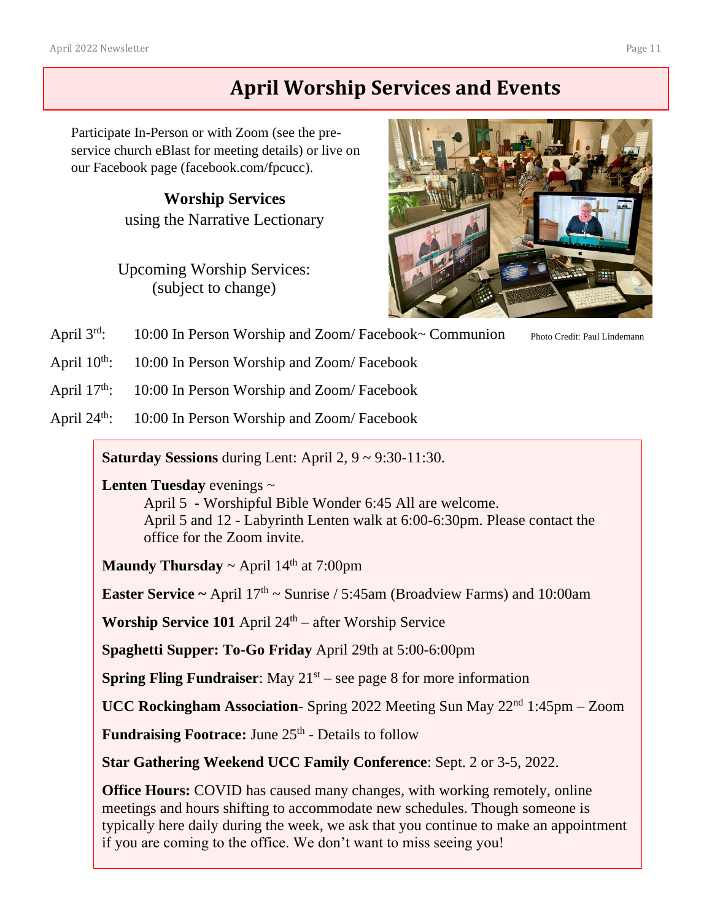# April Worship Services and Events

Participate In-Person or with Zoom (see the pre-service church eBlast for meeting details) or live on our Facebook page (facebook.com/fpcucc).

**Worship Services**
using the Narrative Lectionary

Upcoming Worship Services:
(subject to change)

Photo Credit: Paul Lindemann

April 3rd: 10:00 In Person Worship and Zoom/ Facebook~ Communion

April 10th: 10:00 In Person Worship and Zoom/ Facebook

April 17th: 10:00 In Person Worship and Zoom/ Facebook

April 24th: 10:00 In Person Worship and Zoom/ Facebook

**Saturday Sessions** during Lent: April 2, 9 ~ 9:30-11:30.

**Lenten Tuesday** evenings ~
April 5 - Worshipful Bible Wonder 6:45 All are welcome.
April 5 and 12 - Labyrinth Lenten walk at 6:00-6:30pm. Please contact the office for the Zoom invite.

**Maundy Thursday** ~ April 14th at 7:00pm

**Easter Service ~** April 17th ~ Sunrise / 5:45am (Broadview Farms) and 10:00am

**Worship Service 101** April 24th – after Worship Service

**Spaghetti Supper: To-Go Friday** April 29th at 5:00-6:00pm

**Spring Fling Fundraiser**: May 21st – see page 8 for more information

**UCC Rockingham Association**- Spring 2022 Meeting Sun May 22nd 1:45pm – Zoom

**Fundraising Footrace:** June 25th - Details to follow

**Star Gathering Weekend UCC Family Conference**: Sept. 2 or 3-5, 2022.

**Office Hours:** COVID has caused many changes, with working remotely, online meetings and hours shifting to accommodate new schedules. Though someone is typically here daily during the week, we ask that you continue to make an appointment if you are coming to the office. We don't want to miss seeing you!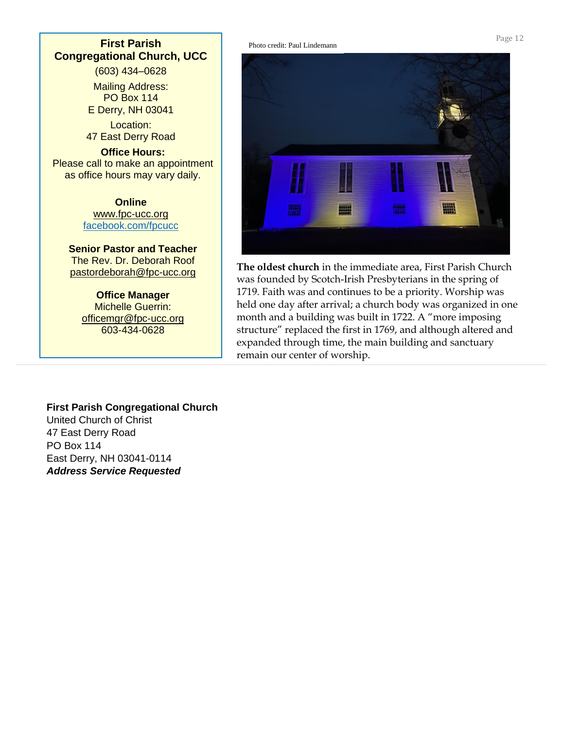**First Parish Congregational Church, UCC**

(603) 434–0628

Mailing Address:
PO Box 114
E Derry, NH 03041

Location:
47 East Derry Road

**Office Hours:**
Please call to make an appointment as office hours may vary daily.

**Online**
www.fpc-ucc.org
facebook.com/fpcucc

**Senior Pastor and Teacher**
The Rev. Dr. Deborah Roof
pastordeborah@fpc-ucc.org

**Office Manager**
Michelle Guerrin:
officemgr@fpc-ucc.org
603-434-0628

Photo credit: Paul Lindemann

**The oldest church** in the immediate area, First Parish Church was founded by Scotch-Irish Presbyterians in the spring of 1719. Faith was and continues to be a priority. Worship was held one day after arrival; a church body was organized in one month and a building was built in 1722. A "more imposing structure" replaced the first in 1769, and although altered and expanded through time, the main building and sanctuary remain our center of worship.

**First Parish Congregational Church**
United Church of Christ
47 East Derry Road
PO Box 114
East Derry, NH 03041-0114
***Address Service Requested***